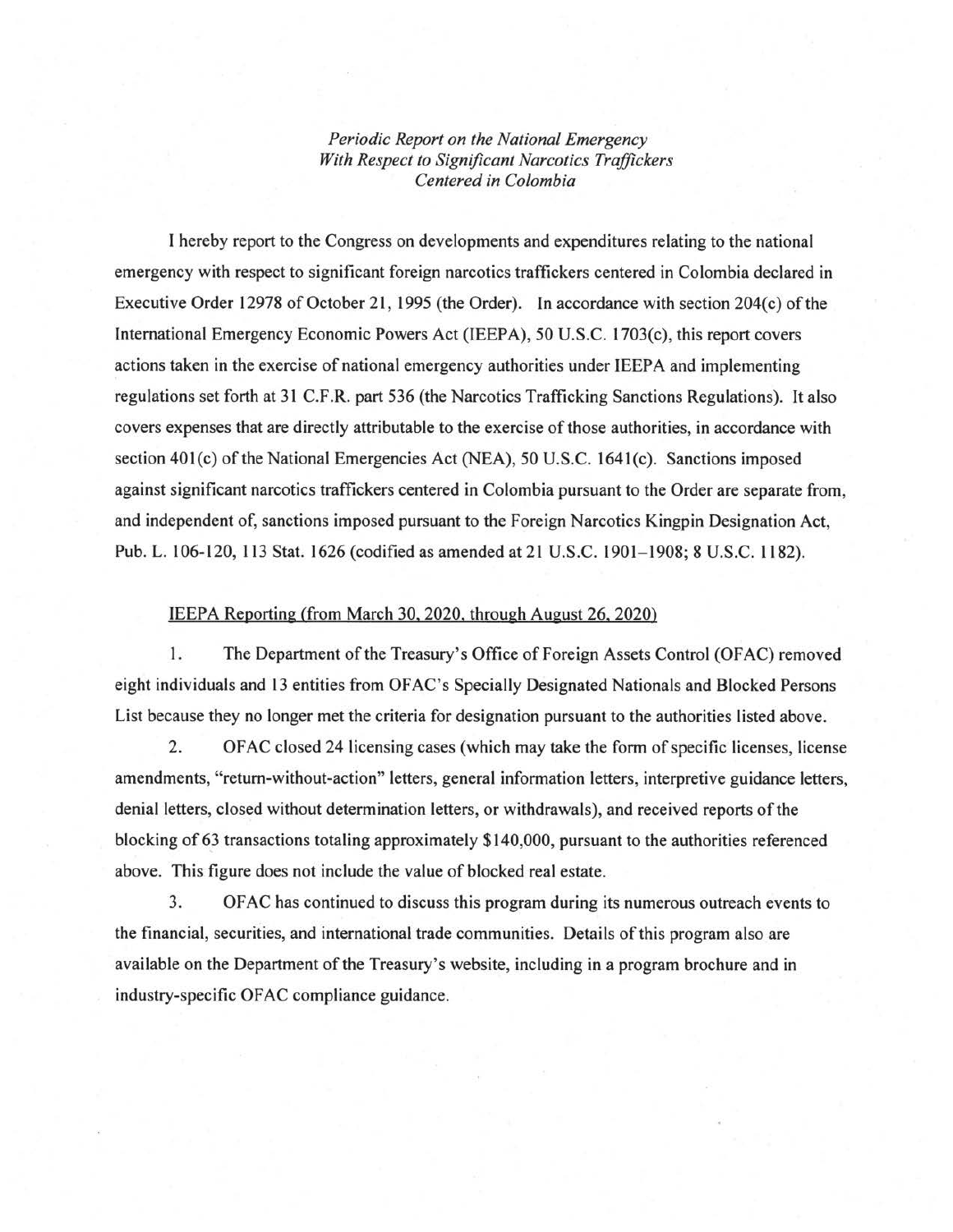*Periodic Report on the National Emergency*
*With Respect to Significant Narcotics Traffickers*
*Centered in Colombia*

I hereby report to the Congress on developments and expenditures relating to the national emergency with respect to significant foreign narcotics traffickers centered in Colombia declared in Executive Order 12978 of October 21, 1995 (the Order). In accordance with section 204(c) of the International Emergency Economic Powers Act (IEEPA), 50 U.S.C. 1703(c), this report covers actions taken in the exercise of national emergency authorities under IEEPA and implementing regulations set forth at 31 C.F.R. part 536 (the Narcotics Trafficking Sanctions Regulations). It also covers expenses that are directly attributable to the exercise of those authorities, in accordance with section 401(c) of the National Emergencies Act (NEA), 50 U.S.C. 1641(c). Sanctions imposed against significant narcotics traffickers centered in Colombia pursuant to the Order are separate from, and independent of, sanctions imposed pursuant to the Foreign Narcotics Kingpin Designation Act, Pub. L. 106-120, 113 Stat. 1626 (codified as amended at 21 U.S.C. 1901–1908; 8 U.S.C. 1182).

IEEPA Reporting (from March 30, 2020, through August 26, 2020)

1. The Department of the Treasury's Office of Foreign Assets Control (OFAC) removed eight individuals and 13 entities from OFAC's Specially Designated Nationals and Blocked Persons List because they no longer met the criteria for designation pursuant to the authorities listed above.

2. OFAC closed 24 licensing cases (which may take the form of specific licenses, license amendments, "return-without-action" letters, general information letters, interpretive guidance letters, denial letters, closed without determination letters, or withdrawals), and received reports of the blocking of 63 transactions totaling approximately $140,000, pursuant to the authorities referenced above. This figure does not include the value of blocked real estate.

3. OFAC has continued to discuss this program during its numerous outreach events to the financial, securities, and international trade communities. Details of this program also are available on the Department of the Treasury's website, including in a program brochure and in industry-specific OFAC compliance guidance.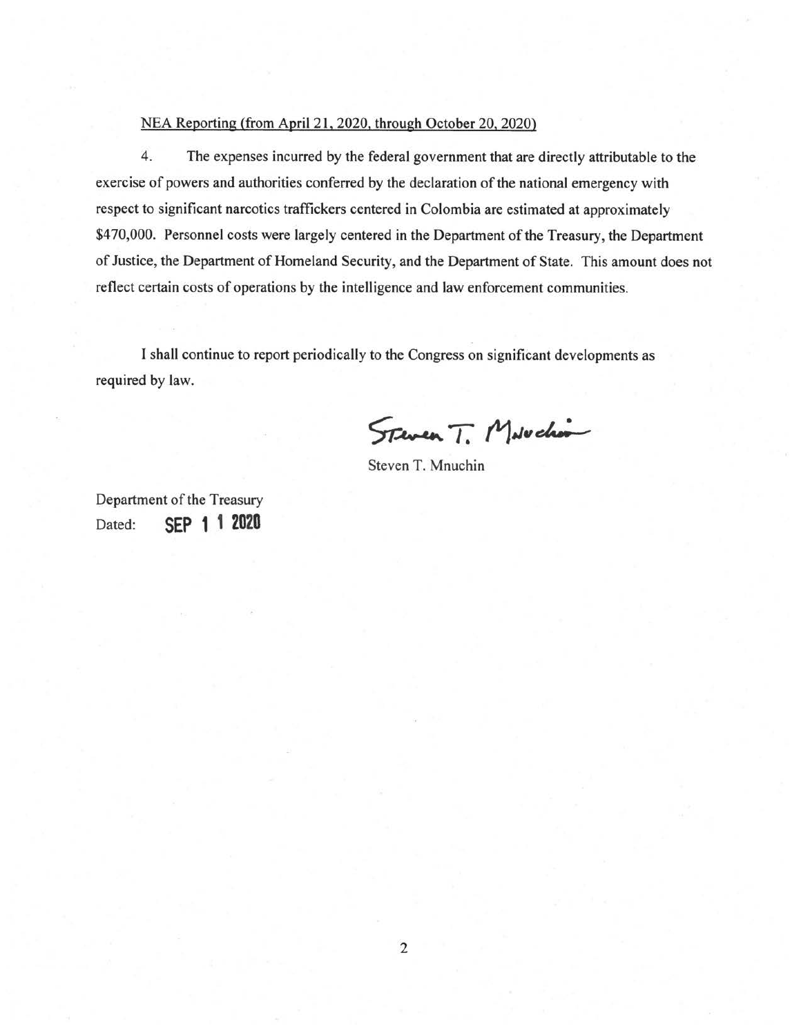<u>NEA Reporting (from April 21, 2020, through October 20, 2020)</u>

4. The expenses incurred by the federal government that are directly attributable to the exercise of powers and authorities conferred by the declaration of the national emergency with respect to significant narcotics traffickers centered in Colombia are estimated at approximately $470,000. Personnel costs were largely centered in the Department of the Treasury, the Department of Justice, the Department of Homeland Security, and the Department of State. This amount does not reflect certain costs of operations by the intelligence and law enforcement communities.

I shall continue to report periodically to the Congress on significant developments as required by law.

Steven T. Mnuchin

Steven T. Mnuchin

Department of the Treasury

Dated: **SEP 11 2020**